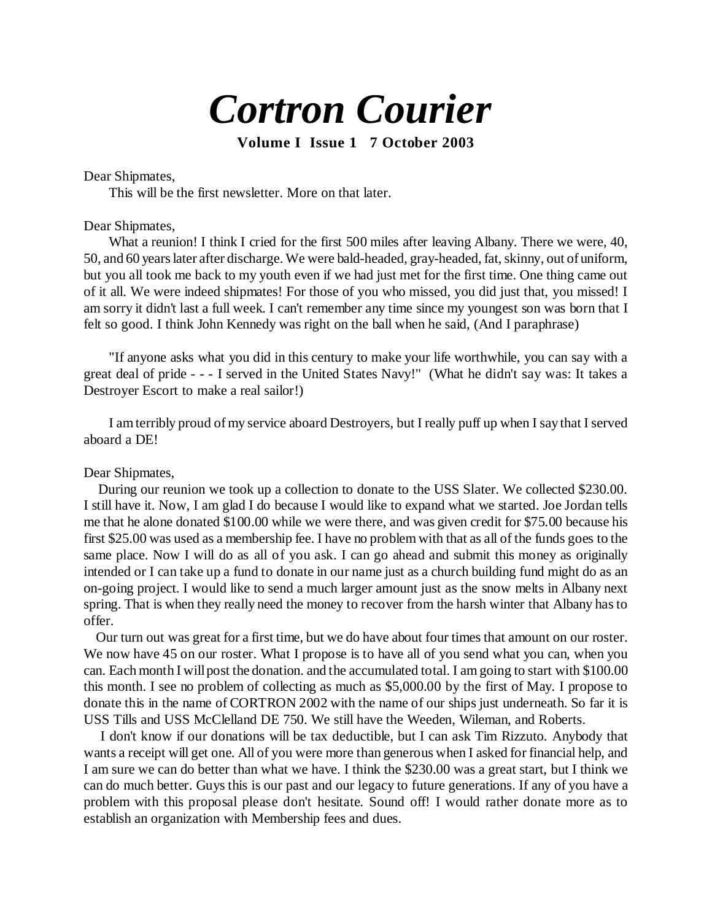# *Cortron Courier*

**Volume I Issue 1 7 October 2003**

Dear Shipmates,

This will be the first newsletter. More on that later.

Dear Shipmates,

What a reunion! I think I cried for the first 500 miles after leaving Albany. There we were, 40, 50, and 60 years later after discharge. We were bald-headed, gray-headed, fat, skinny, out of uniform, but you all took me back to my youth even if we had just met for the first time. One thing came out of it all. We were indeed shipmates! For those of you who missed, you did just that, you missed! I am sorry it didn't last a full week. I can't remember any time since my youngest son was born that I felt so good. I think John Kennedy was right on the ball when he said, (And I paraphrase)

"If anyone asks what you did in this century to make your life worthwhile, you can say with a great deal of pride - - - I served in the United States Navy!" (What he didn't say was: It takes a Destroyer Escort to make a real sailor!)

I am terribly proud of my service aboard Destroyers, but I really puff up when I say that I served aboard a DE!

Dear Shipmates,

During our reunion we took up a collection to donate to the USS Slater. We collected $230.00. I still have it. Now, I am glad I do because I would like to expand what we started. Joe Jordan tells me that he alone donated $100.00 while we were there, and was given credit for $75.00 because his first $25.00 was used as a membership fee. I have no problem with that as all of the funds goes to the same place. Now I will do as all of you ask. I can go ahead and submit this money as originally intended or I can take up a fund to donate in our name just as a church building fund might do as an on-going project. I would like to send a much larger amount just as the snow melts in Albany next spring. That is when they really need the money to recover from the harsh winter that Albany has to offer.

Our turn out was great for a first time, but we do have about four times that amount on our roster. We now have 45 on our roster. What I propose is to have all of you send what you can, when you can. Each month I will post the donation. and the accumulated total. I am going to start with $100.00 this month. I see no problem of collecting as much as $5,000.00 by the first of May. I propose to donate this in the name of CORTRON 2002 with the name of our ships just underneath. So far it is USS Tills and USS McClelland DE 750. We still have the Weeden, Wileman, and Roberts.

I don't know if our donations will be tax deductible, but I can ask Tim Rizzuto. Anybody that wants a receipt will get one. All of you were more than generous when I asked for financial help, and I am sure we can do better than what we have. I think the $230.00 was a great start, but I think we can do much better. Guys this is our past and our legacy to future generations. If any of you have a problem with this proposal please don't hesitate. Sound off! I would rather donate more as to establish an organization with Membership fees and dues.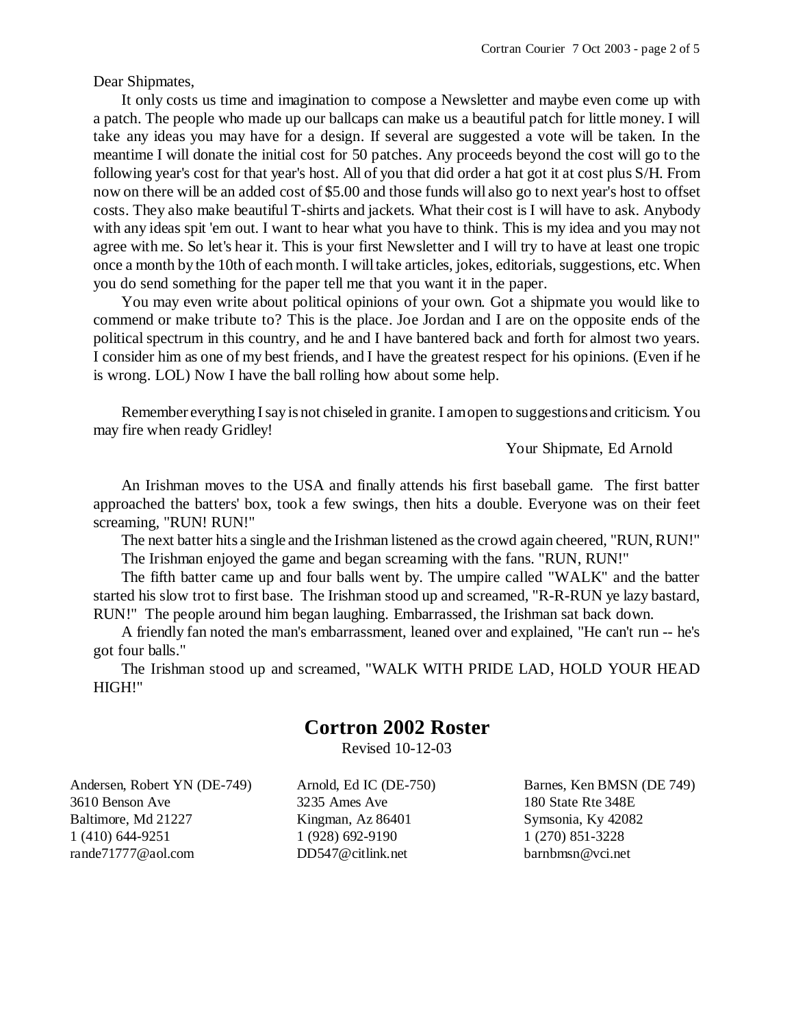Dear Shipmates,

It only costs us time and imagination to compose a Newsletter and maybe even come up with a patch. The people who made up our ballcaps can make us a beautiful patch for little money. I will take any ideas you may have for a design. If several are suggested a vote will be taken. In the meantime I will donate the initial cost for 50 patches. Any proceeds beyond the cost will go to the following year's cost for that year's host. All of you that did order a hat got it at cost plus S/H. From now on there will be an added cost of $5.00 and those funds will also go to next year's host to offset costs. They also make beautiful T-shirts and jackets. What their cost is I will have to ask. Anybody with any ideas spit 'em out. I want to hear what you have to think. This is my idea and you may not agree with me. So let's hear it. This is your first Newsletter and I will try to have at least one tropic once a month by the 10th of each month. I will take articles, jokes, editorials, suggestions, etc. When you do send something for the paper tell me that you want it in the paper.

You may even write about political opinions of your own. Got a shipmate you would like to commend or make tribute to? This is the place. Joe Jordan and I are on the opposite ends of the political spectrum in this country, and he and I have bantered back and forth for almost two years. I consider him as one of my best friends, and I have the greatest respect for his opinions. (Even if he is wrong. LOL) Now I have the ball rolling how about some help.

Remember everything I say is not chiseled in granite. I am open to suggestions and criticism. You may fire when ready Gridley!

Your Shipmate, Ed Arnold

An Irishman moves to the USA and finally attends his first baseball game. The first batter approached the batters' box, took a few swings, then hits a double. Everyone was on their feet screaming, "RUN! RUN!"

The next batter hits a single and the Irishman listened as the crowd again cheered, "RUN, RUN!"

The Irishman enjoyed the game and began screaming with the fans. "RUN, RUN!"

The fifth batter came up and four balls went by. The umpire called "WALK" and the batter started his slow trot to first base. The Irishman stood up and screamed, "R-R-RUN ye lazy bastard, RUN!" The people around him began laughing. Embarrassed, the Irishman sat back down.

A friendly fan noted the man's embarrassment, leaned over and explained, "He can't run -- he's got four balls."

The Irishman stood up and screamed, "WALK WITH PRIDE LAD, HOLD YOUR HEAD HIGH!"

## Cortron 2002 Roster

Revised 10-12-03

Andersen, Robert YN (DE-749)
3610 Benson Ave
Baltimore, Md 21227
1 (410) 644-9251
rande71777@aol.com

Arnold, Ed IC (DE-750)
3235 Ames Ave
Kingman, Az 86401
1 (928) 692-9190
DD547@citlink.net

Barnes, Ken BMSN (DE 749)
180 State Rte 348E
Symsonia, Ky 42082
1 (270) 851-3228
barnbmsn@vci.net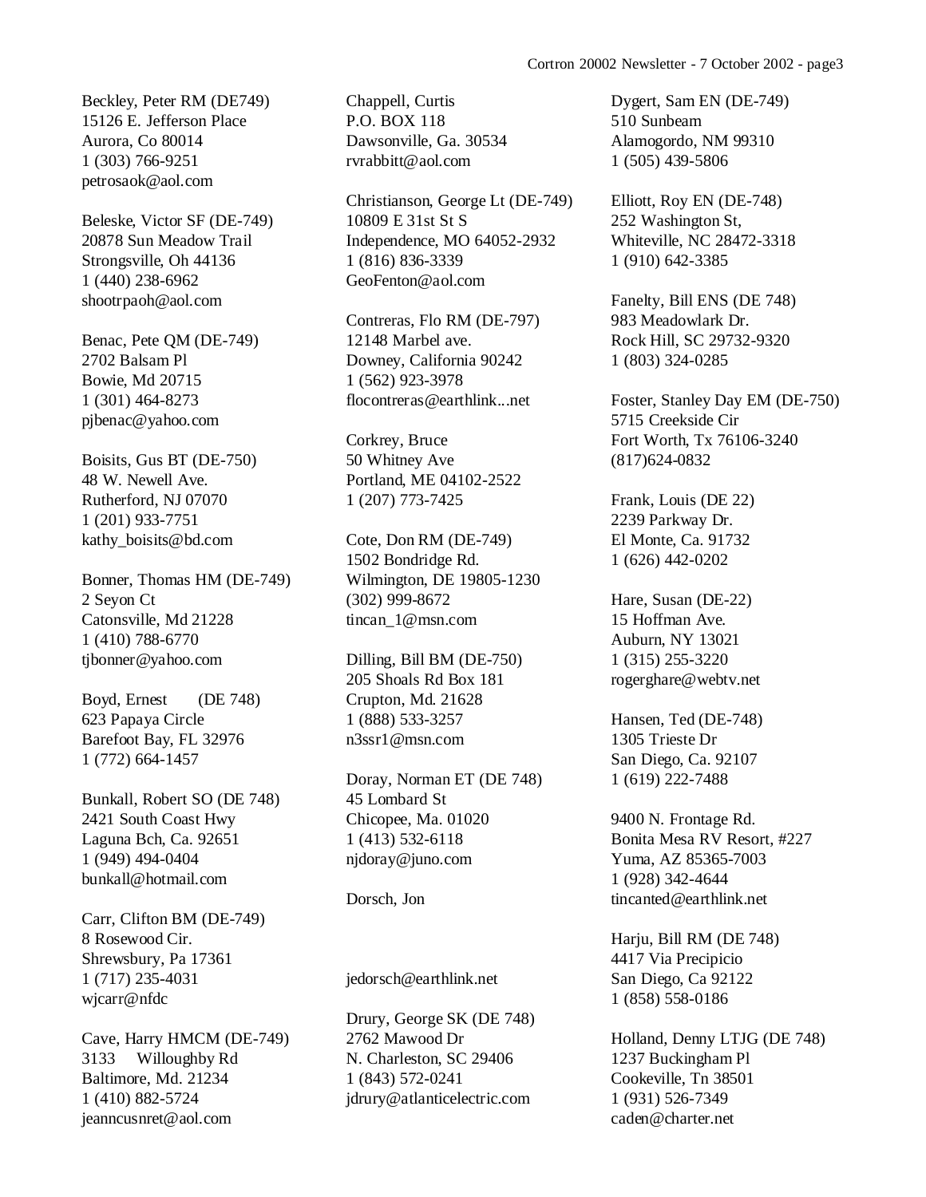Beckley, Peter RM (DE749)
15126 E. Jefferson Place
Aurora, Co 80014
1 (303) 766-9251
petrosaok@aol.com

Beleske, Victor SF (DE-749)
20878 Sun Meadow Trail
Strongsville, Oh 44136
1 (440) 238-6962
shootrpaoh@aol.com

Benac, Pete QM (DE-749)
2702 Balsam Pl
Bowie, Md 20715
1 (301) 464-8273
pjbenac@yahoo.com

Boisits, Gus BT (DE-750)
48 W. Newell Ave.
Rutherford, NJ 07070
1 (201) 933-7751
kathy_boisits@bd.com

Bonner, Thomas HM (DE-749)
2 Seyon Ct
Catonsville, Md 21228
1 (410) 788-6770
tjbonner@yahoo.com

Boyd, Ernest (DE 748)
623 Papaya Circle
Barefoot Bay, FL 32976
1 (772) 664-1457

Bunkall, Robert SO (DE 748)
2421 South Coast Hwy
Laguna Bch, Ca. 92651
1 (949) 494-0404
bunkall@hotmail.com

Carr, Clifton BM (DE-749)
8 Rosewood Cir.
Shrewsbury, Pa 17361
1 (717) 235-4031
wjcarr@nfdc

Cave, Harry HMCM (DE-749)
3133 Willoughby Rd
Baltimore, Md. 21234
1 (410) 882-5724
jeanncusnret@aol.com

Chappell, Curtis
P.O. BOX 118
Dawsonville, Ga. 30534
rvrabbitt@aol.com

Christianson, George Lt (DE-749)
10809 E 31st St S
Independence, MO 64052-2932
1 (816) 836-3339
GeoFenton@aol.com

Contreras, Flo RM (DE-797)
12148 Marbel ave.
Downey, California 90242
1 (562) 923-3978
flocontreras@earthlink...net

Corkrey, Bruce
50 Whitney Ave
Portland, ME 04102-2522
1 (207) 773-7425

Cote, Don RM (DE-749)
1502 Bondridge Rd.
Wilmington, DE 19805-1230
(302) 999-8672
tincan_1@msn.com

Dilling, Bill BM (DE-750)
205 Shoals Rd Box 181
Crupton, Md. 21628
1 (888) 533-3257
n3ssr1@msn.com

Doray, Norman ET (DE 748)
45 Lombard St
Chicopee, Ma. 01020
1 (413) 532-6118
njdoray@juno.com

Dorsch, Jon

jedorsch@earthlink.net

Drury, George SK (DE 748)
2762 Mawood Dr
N. Charleston, SC 29406
1 (843) 572-0241
jdrury@atlanticelectric.com

Dygert, Sam EN (DE-749)
510 Sunbeam
Alamogordo, NM 99310
1 (505) 439-5806

Elliott, Roy EN (DE-748)
252 Washington St,
Whiteville, NC 28472-3318
1 (910) 642-3385

Fanelty, Bill ENS (DE 748)
983 Meadowlark Dr.
Rock Hill, SC 29732-9320
1 (803) 324-0285

Foster, Stanley Day EM (DE-750)
5715 Creekside Cir
Fort Worth, Tx 76106-3240
(817)624-0832

Frank, Louis (DE 22)
2239 Parkway Dr.
El Monte, Ca. 91732
1 (626) 442-0202

Hare, Susan (DE-22)
15 Hoffman Ave.
Auburn, NY 13021
1 (315) 255-3220
rogerghare@webtv.net

Hansen, Ted (DE-748)
1305 Trieste Dr
San Diego, Ca. 92107
1 (619) 222-7488

9400 N. Frontage Rd.
Bonita Mesa RV Resort, #227
Yuma, AZ 85365-7003
1 (928) 342-4644
tincanted@earthlink.net

Harju, Bill RM (DE 748)
4417 Via Precipicio
San Diego, Ca 92122
1 (858) 558-0186

Holland, Denny LTJG (DE 748)
1237 Buckingham Pl
Cookeville, Tn 38501
1 (931) 526-7349
caden@charter.net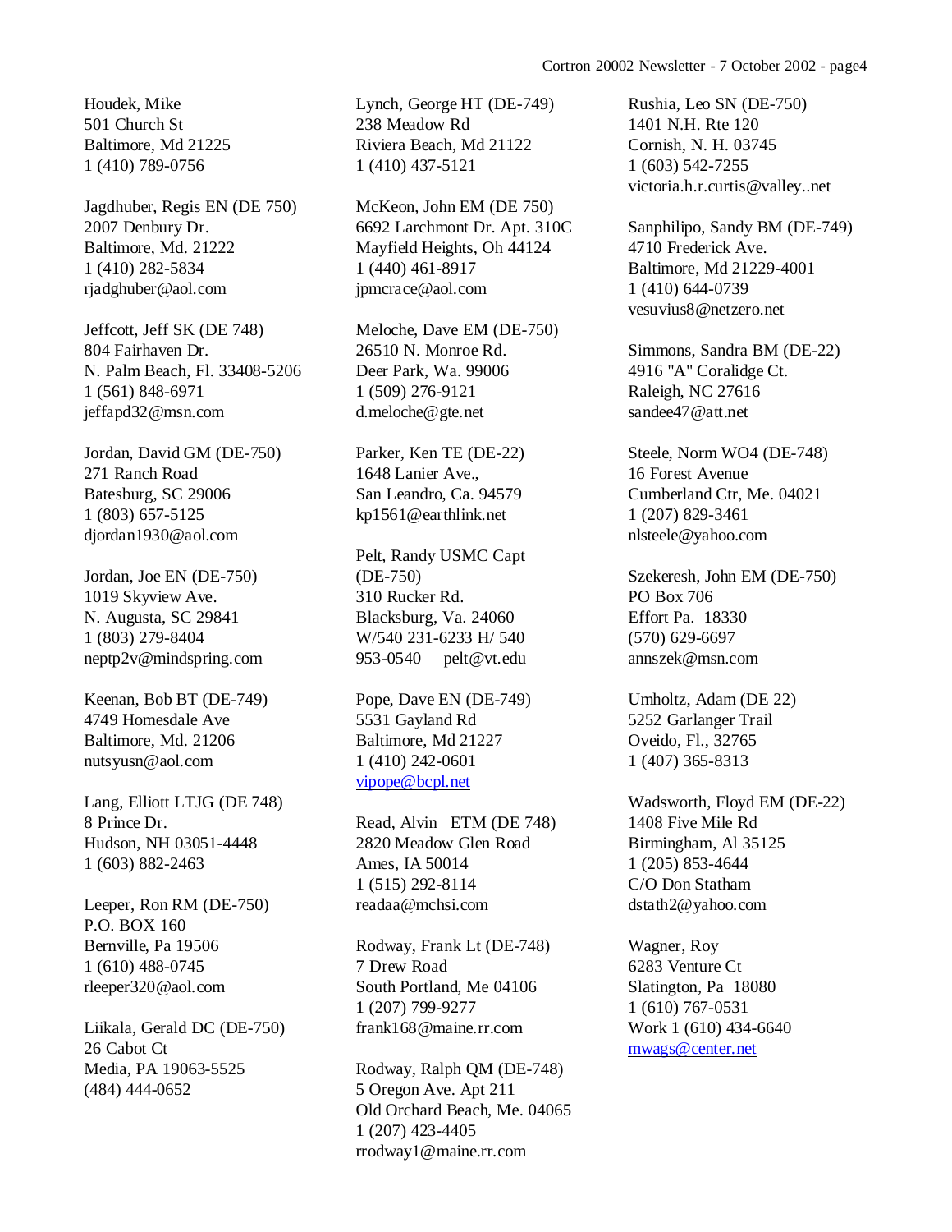Houdek, Mike
501 Church St
Baltimore, Md 21225
1 (410) 789-0756

Jagdhuber, Regis EN (DE 750)
2007 Denbury Dr.
Baltimore, Md. 21222
1 (410) 282-5834
rjadghuber@aol.com

Jeffcott, Jeff SK (DE 748)
804 Fairhaven Dr.
N. Palm Beach, Fl. 33408-5206
1 (561) 848-6971
jeffapd32@msn.com

Jordan, David GM (DE-750)
271 Ranch Road
Batesburg, SC 29006
1 (803) 657-5125
djordan1930@aol.com

Jordan, Joe EN (DE-750)
1019 Skyview Ave.
N. Augusta, SC 29841
1 (803) 279-8404
neptp2v@mindspring.com

Keenan, Bob BT (DE-749)
4749 Homesdale Ave
Baltimore, Md. 21206
nutsyusn@aol.com

Lang, Elliott LTJG (DE 748)
8 Prince Dr.
Hudson, NH 03051-4448
1 (603) 882-2463

Leeper, Ron RM (DE-750)
P.O. BOX 160
Bernville, Pa 19506
1 (610) 488-0745
rleeper320@aol.com

Liikala, Gerald DC (DE-750)
26 Cabot Ct
Media, PA 19063-5525
(484) 444-0652

Lynch, George HT (DE-749)
238 Meadow Rd
Riviera Beach, Md 21122
1 (410) 437-5121

McKeon, John EM (DE 750)
6692 Larchmont Dr. Apt. 310C
Mayfield Heights, Oh 44124
1 (440) 461-8917
jpmcrace@aol.com

Meloche, Dave EM (DE-750)
26510 N. Monroe Rd.
Deer Park, Wa. 99006
1 (509) 276-9121
d.meloche@gte.net

Parker, Ken TE (DE-22)
1648 Lanier Ave.,
San Leandro, Ca. 94579
kp1561@earthlink.net

Pelt, Randy USMC Capt
(DE-750)
310 Rucker Rd.
Blacksburg, Va. 24060
W/540 231-6233 H/ 540
953-0540 pelt@vt.edu

Pope, Dave EN (DE-749)
5531 Gayland Rd
Baltimore, Md 21227
1 (410) 242-0601
vipope@bcpl.net

Read, Alvin ETM (DE 748)
2820 Meadow Glen Road
Ames, IA 50014
1 (515) 292-8114
readaa@mchsi.com

Rodway, Frank Lt (DE-748)
7 Drew Road
South Portland, Me 04106
1 (207) 799-9277
frank168@maine.rr.com

Rodway, Ralph QM (DE-748)
5 Oregon Ave. Apt 211
Old Orchard Beach, Me. 04065
1 (207) 423-4405
rrodway1@maine.rr.com

Rushia, Leo SN (DE-750)
1401 N.H. Rte 120
Cornish, N. H. 03745
1 (603) 542-7255
victoria.h.r.curtis@valley..net

Sanphilipo, Sandy BM (DE-749)
4710 Frederick Ave.
Baltimore, Md 21229-4001
1 (410) 644-0739
vesuvius8@netzero.net

Simmons, Sandra BM (DE-22)
4916 "A" Coralidge Ct.
Raleigh, NC 27616
sandee47@att.net

Steele, Norm WO4 (DE-748)
16 Forest Avenue
Cumberland Ctr, Me. 04021
1 (207) 829-3461
nlsteele@yahoo.com

Szekeresh, John EM (DE-750)
PO Box 706
Effort Pa. 18330
(570) 629-6697
annszek@msn.com

Umholtz, Adam (DE 22)
5252 Garlanger Trail
Oveido, Fl., 32765
1 (407) 365-8313

Wadsworth, Floyd EM (DE-22)
1408 Five Mile Rd
Birmingham, Al 35125
1 (205) 853-4644
C/O Don Statham
dstath2@yahoo.com

Wagner, Roy
6283 Venture Ct
Slatington, Pa 18080
1 (610) 767-0531
Work 1 (610) 434-6640
mwags@center.net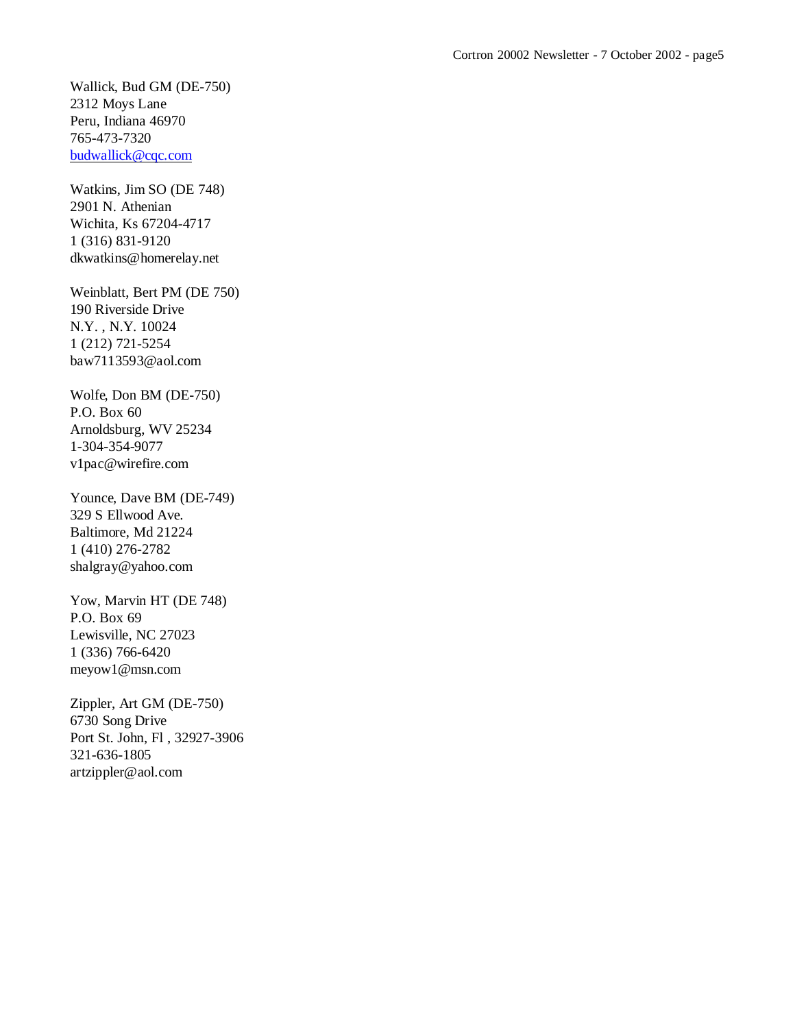Wallick, Bud GM (DE-750)
2312 Moys Lane
Peru, Indiana 46970
765-473-7320
budwallick@cqc.com

Watkins, Jim SO (DE 748)
2901 N. Athenian
Wichita, Ks 67204-4717
1 (316) 831-9120
dkwatkins@homerelay.net

Weinblatt, Bert PM (DE 750)
190 Riverside Drive
N.Y. , N.Y. 10024
1 (212) 721-5254
baw7113593@aol.com

Wolfe, Don BM (DE-750)
P.O. Box 60
Arnoldsburg, WV 25234
1-304-354-9077
v1pac@wirefire.com

Younce, Dave BM (DE-749)
329 S Ellwood Ave.
Baltimore, Md 21224
1 (410) 276-2782
shalgray@yahoo.com

Yow, Marvin HT (DE 748)
P.O. Box 69
Lewisville, NC 27023
1 (336) 766-6420
meyow1@msn.com

Zippler, Art GM (DE-750)
6730 Song Drive
Port St. John, Fl , 32927-3906
321-636-1805
artzippler@aol.com